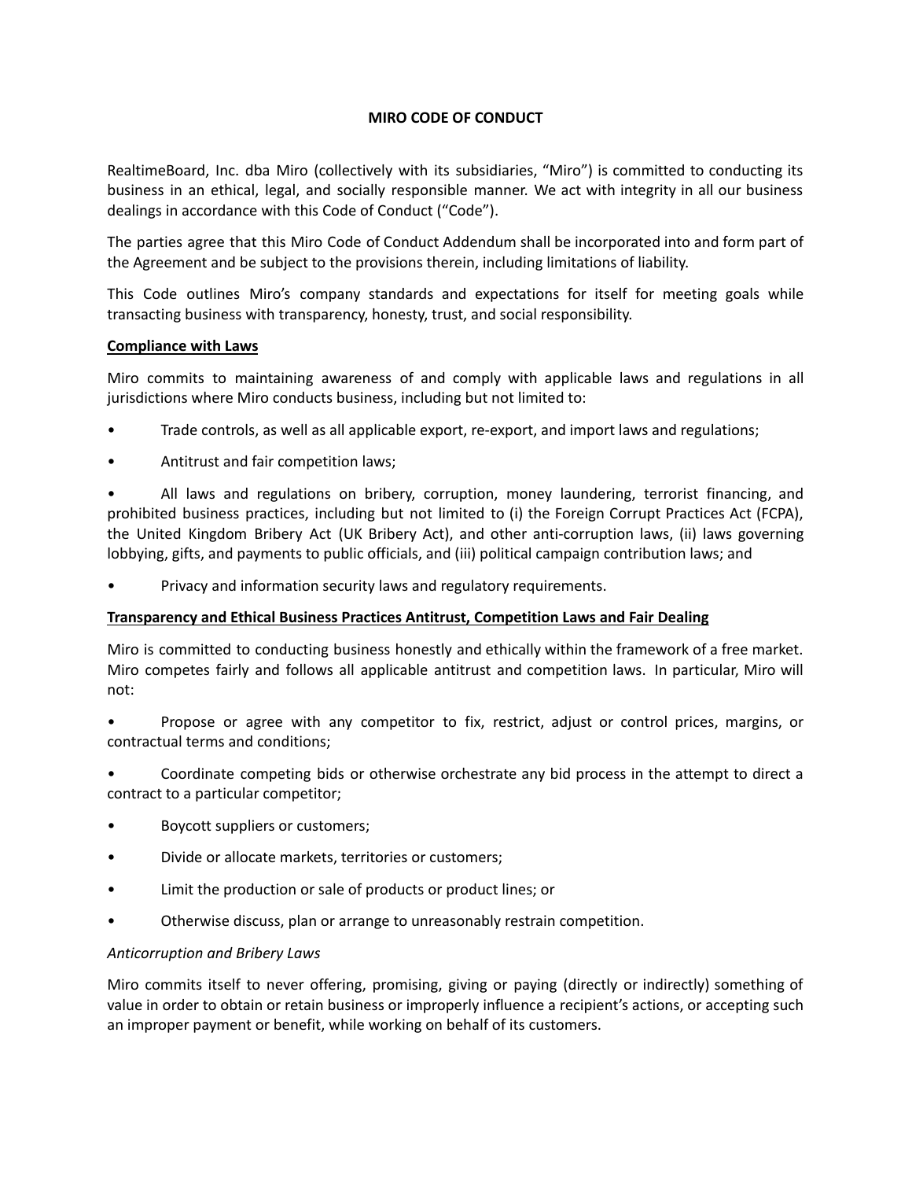# MIRO CODE OF CONDUCT

RealtimeBoard, Inc. dba Miro (collectively with its subsidiaries, "Miro") is committed to conducting its business in an ethical, legal, and socially responsible manner. We act with integrity in all our business dealings in accordance with this Code of Conduct ("Code").

The parties agree that this Miro Code of Conduct Addendum shall be incorporated into and form part of the Agreement and be subject to the provisions therein, including limitations of liability.

This Code outlines Miro's company standards and expectations for itself for meeting goals while transacting business with transparency, honesty, trust, and social responsibility.

## Compliance with Laws

Miro commits to maintaining awareness of and comply with applicable laws and regulations in all jurisdictions where Miro conducts business, including but not limited to:

- Trade controls, as well as all applicable export, re-export, and import laws and regulations;
- Antitrust and fair competition laws;
- All laws and regulations on bribery, corruption, money laundering, terrorist financing, and prohibited business practices, including but not limited to (i) the Foreign Corrupt Practices Act (FCPA), the United Kingdom Bribery Act (UK Bribery Act), and other anti-corruption laws, (ii) laws governing lobbying, gifts, and payments to public officials, and (iii) political campaign contribution laws; and
- Privacy and information security laws and regulatory requirements.

## Transparency and Ethical Business Practices Antitrust, Competition Laws and Fair Dealing

Miro is committed to conducting business honestly and ethically within the framework of a free market. Miro competes fairly and follows all applicable antitrust and competition laws. In particular, Miro will not:

- Propose or agree with any competitor to fix, restrict, adjust or control prices, margins, or contractual terms and conditions;
- Coordinate competing bids or otherwise orchestrate any bid process in the attempt to direct a contract to a particular competitor;
- Boycott suppliers or customers;
- Divide or allocate markets, territories or customers;
- Limit the production or sale of products or product lines; or
- Otherwise discuss, plan or arrange to unreasonably restrain competition.

### *Anticorruption and Bribery Laws*

Miro commits itself to never offering, promising, giving or paying (directly or indirectly) something of value in order to obtain or retain business or improperly influence a recipient's actions, or accepting such an improper payment or benefit, while working on behalf of its customers.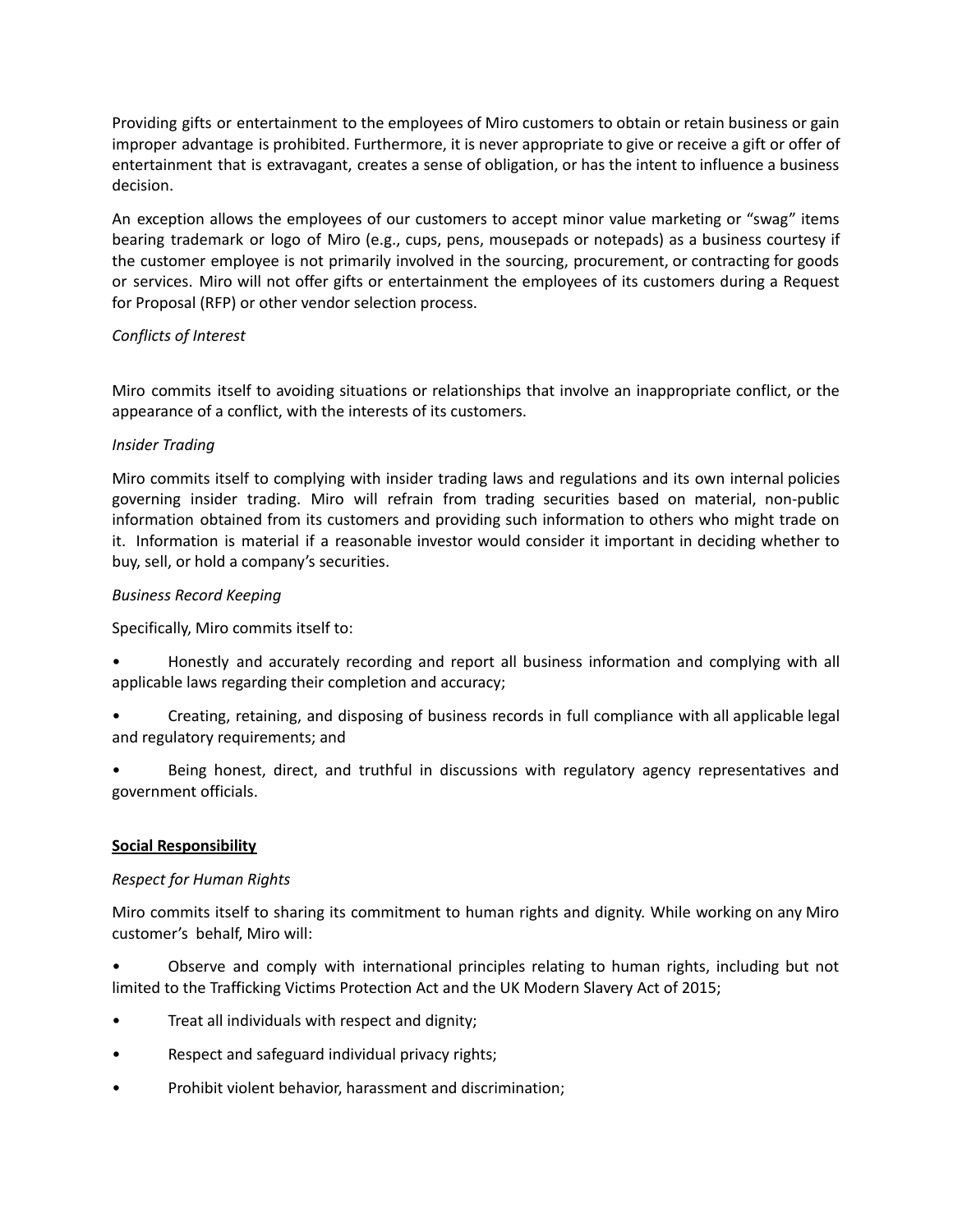Providing gifts or entertainment to the employees of Miro customers to obtain or retain business or gain improper advantage is prohibited. Furthermore, it is never appropriate to give or receive a gift or offer of entertainment that is extravagant, creates a sense of obligation, or has the intent to influence a business decision.

An exception allows the employees of our customers to accept minor value marketing or "swag" items bearing trademark or logo of Miro (e.g., cups, pens, mousepads or notepads) as a business courtesy if the customer employee is not primarily involved in the sourcing, procurement, or contracting for goods or services. Miro will not offer gifts or entertainment the employees of its customers during a Request for Proposal (RFP) or other vendor selection process.

*Conflicts of Interest*

Miro commits itself to avoiding situations or relationships that involve an inappropriate conflict, or the appearance of a conflict, with the interests of its customers.

*Insider Trading*

Miro commits itself to complying with insider trading laws and regulations and its own internal policies governing insider trading. Miro will refrain from trading securities based on material, non-public information obtained from its customers and providing such information to others who might trade on it. Information is material if a reasonable investor would consider it important in deciding whether to buy, sell, or hold a company's securities.

*Business Record Keeping*

Specifically, Miro commits itself to:

- Honestly and accurately recording and report all business information and complying with all applicable laws regarding their completion and accuracy;
- Creating, retaining, and disposing of business records in full compliance with all applicable legal and regulatory requirements; and
- Being honest, direct, and truthful in discussions with regulatory agency representatives and government officials.

**Social Responsibility**

*Respect for Human Rights*

Miro commits itself to sharing its commitment to human rights and dignity. While working on any Miro customer's behalf, Miro will:

- Observe and comply with international principles relating to human rights, including but not limited to the Trafficking Victims Protection Act and the UK Modern Slavery Act of 2015;
- Treat all individuals with respect and dignity;
- Respect and safeguard individual privacy rights;
- Prohibit violent behavior, harassment and discrimination;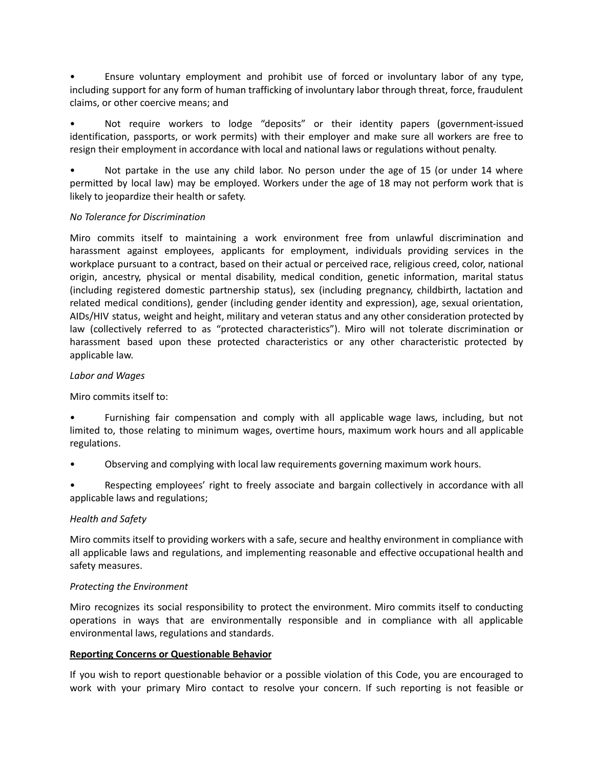- Ensure voluntary employment and prohibit use of forced or involuntary labor of any type, including support for any form of human trafficking of involuntary labor through threat, force, fraudulent claims, or other coercive means; and

- Not require workers to lodge "deposits" or their identity papers (government-issued identification, passports, or work permits) with their employer and make sure all workers are free to resign their employment in accordance with local and national laws or regulations without penalty.

- Not partake in the use any child labor. No person under the age of 15 (or under 14 where permitted by local law) may be employed. Workers under the age of 18 may not perform work that is likely to jeopardize their health or safety.

*No Tolerance for Discrimination*

Miro commits itself to maintaining a work environment free from unlawful discrimination and harassment against employees, applicants for employment, individuals providing services in the workplace pursuant to a contract, based on their actual or perceived race, religious creed, color, national origin, ancestry, physical or mental disability, medical condition, genetic information, marital status (including registered domestic partnership status), sex (including pregnancy, childbirth, lactation and related medical conditions), gender (including gender identity and expression), age, sexual orientation, AIDs/HIV status, weight and height, military and veteran status and any other consideration protected by law (collectively referred to as "protected characteristics"). Miro will not tolerate discrimination or harassment based upon these protected characteristics or any other characteristic protected by applicable law.

*Labor and Wages*

Miro commits itself to:

- Furnishing fair compensation and comply with all applicable wage laws, including, but not limited to, those relating to minimum wages, overtime hours, maximum work hours and all applicable regulations.

- Observing and complying with local law requirements governing maximum work hours.

- Respecting employees' right to freely associate and bargain collectively in accordance with all applicable laws and regulations;

*Health and Safety*

Miro commits itself to providing workers with a safe, secure and healthy environment in compliance with all applicable laws and regulations, and implementing reasonable and effective occupational health and safety measures.

*Protecting the Environment*

Miro recognizes its social responsibility to protect the environment. Miro commits itself to conducting operations in ways that are environmentally responsible and in compliance with all applicable environmental laws, regulations and standards.

**Reporting Concerns or Questionable Behavior**

If you wish to report questionable behavior or a possible violation of this Code, you are encouraged to work with your primary Miro contact to resolve your concern. If such reporting is not feasible or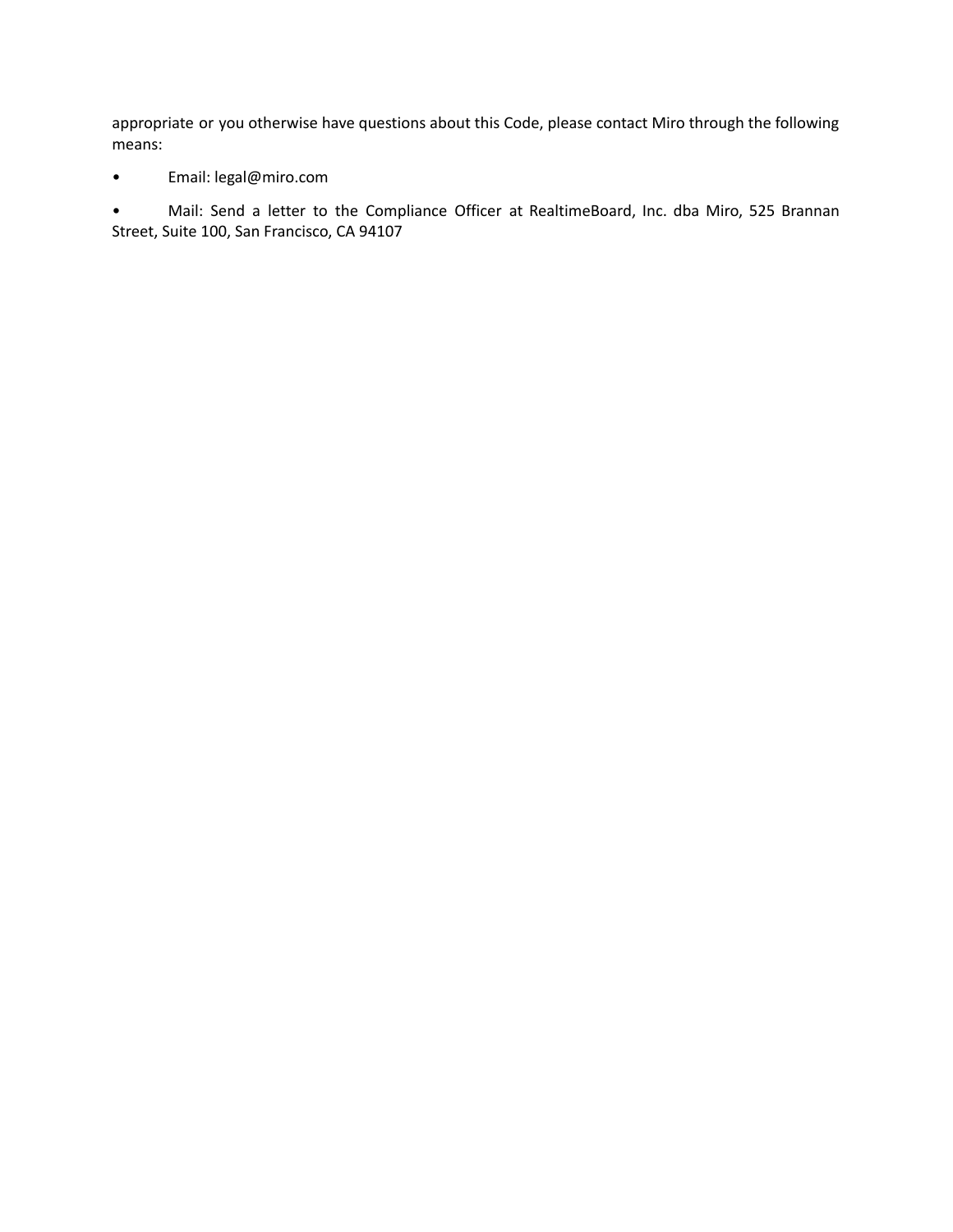appropriate or you otherwise have questions about this Code, please contact Miro through the following means:

- Email: legal@miro.com
- Mail: Send a letter to the Compliance Officer at RealtimeBoard, Inc. dba Miro, 525 Brannan Street, Suite 100, San Francisco, CA 94107